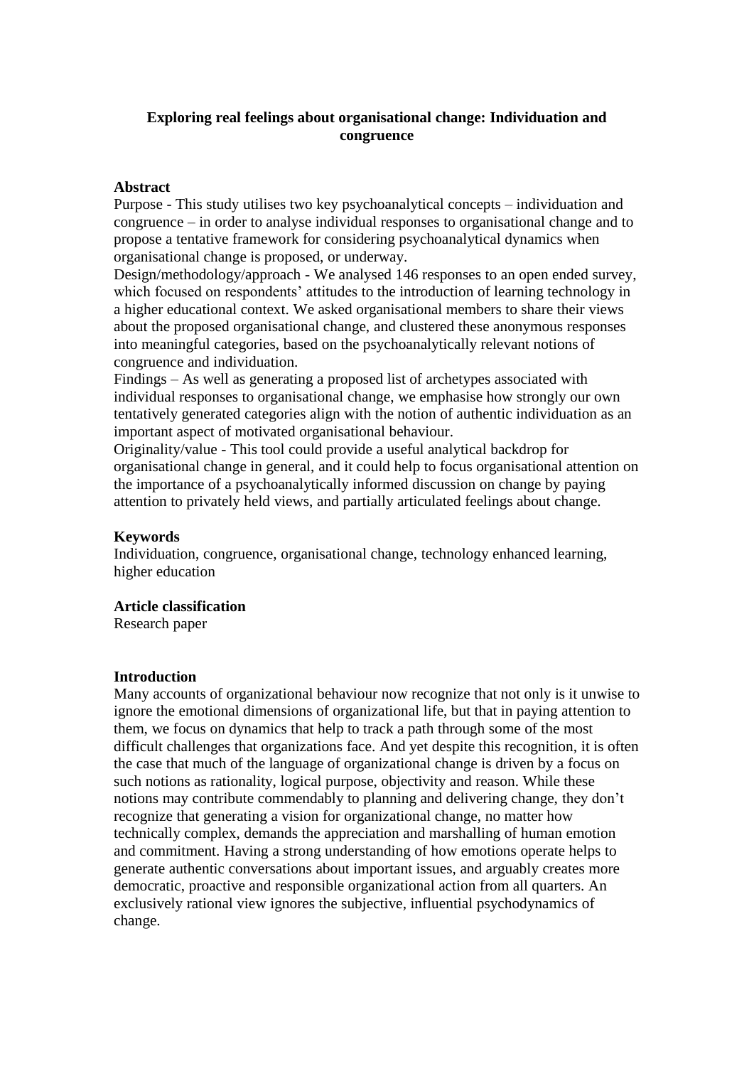# Exploring real feelings about organisational change: Individuation and congruence

## Abstract

Purpose - This study utilises two key psychoanalytical concepts – individuation and congruence – in order to analyse individual responses to organisational change and to propose a tentative framework for considering psychoanalytical dynamics when organisational change is proposed, or underway.

Design/methodology/approach - We analysed 146 responses to an open ended survey, which focused on respondents' attitudes to the introduction of learning technology in a higher educational context. We asked organisational members to share their views about the proposed organisational change, and clustered these anonymous responses into meaningful categories, based on the psychoanalytically relevant notions of congruence and individuation.

Findings – As well as generating a proposed list of archetypes associated with individual responses to organisational change, we emphasise how strongly our own tentatively generated categories align with the notion of authentic individuation as an important aspect of motivated organisational behaviour.

Originality/value - This tool could provide a useful analytical backdrop for organisational change in general, and it could help to focus organisational attention on the importance of a psychoanalytically informed discussion on change by paying attention to privately held views, and partially articulated feelings about change.

## Keywords

Individuation, congruence, organisational change, technology enhanced learning, higher education

## Article classification

Research paper

## Introduction

Many accounts of organizational behaviour now recognize that not only is it unwise to ignore the emotional dimensions of organizational life, but that in paying attention to them, we focus on dynamics that help to track a path through some of the most difficult challenges that organizations face. And yet despite this recognition, it is often the case that much of the language of organizational change is driven by a focus on such notions as rationality, logical purpose, objectivity and reason. While these notions may contribute commendably to planning and delivering change, they don't recognize that generating a vision for organizational change, no matter how technically complex, demands the appreciation and marshalling of human emotion and commitment. Having a strong understanding of how emotions operate helps to generate authentic conversations about important issues, and arguably creates more democratic, proactive and responsible organizational action from all quarters. An exclusively rational view ignores the subjective, influential psychodynamics of change.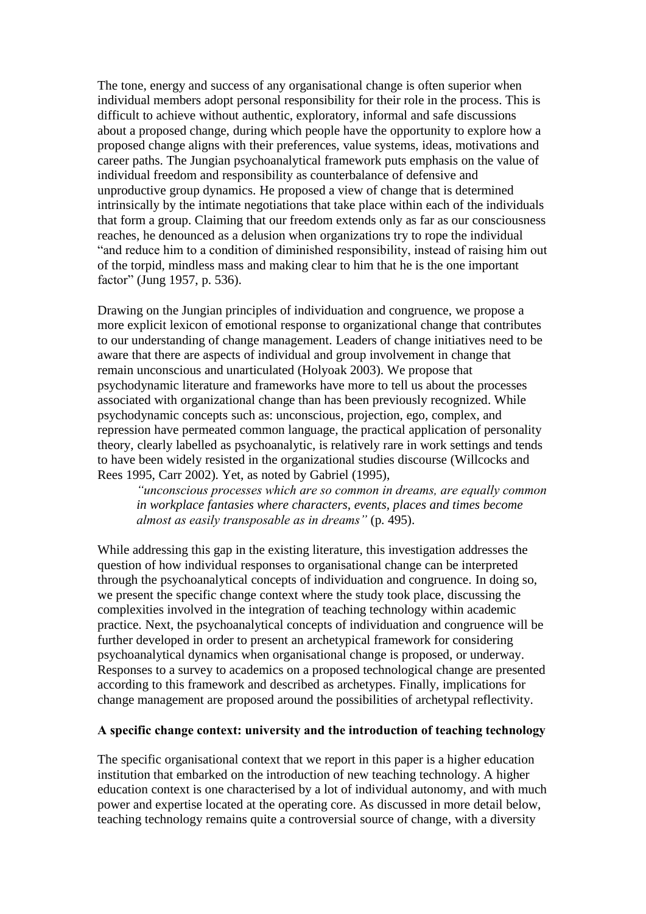The tone, energy and success of any organisational change is often superior when individual members adopt personal responsibility for their role in the process. This is difficult to achieve without authentic, exploratory, informal and safe discussions about a proposed change, during which people have the opportunity to explore how a proposed change aligns with their preferences, value systems, ideas, motivations and career paths. The Jungian psychoanalytical framework puts emphasis on the value of individual freedom and responsibility as counterbalance of defensive and unproductive group dynamics. He proposed a view of change that is determined intrinsically by the intimate negotiations that take place within each of the individuals that form a group. Claiming that our freedom extends only as far as our consciousness reaches, he denounced as a delusion when organizations try to rope the individual "and reduce him to a condition of diminished responsibility, instead of raising him out of the torpid, mindless mass and making clear to him that he is the one important factor" (Jung 1957, p. 536).

Drawing on the Jungian principles of individuation and congruence, we propose a more explicit lexicon of emotional response to organizational change that contributes to our understanding of change management. Leaders of change initiatives need to be aware that there are aspects of individual and group involvement in change that remain unconscious and unarticulated (Holyoak 2003). We propose that psychodynamic literature and frameworks have more to tell us about the processes associated with organizational change than has been previously recognized. While psychodynamic concepts such as: unconscious, projection, ego, complex, and repression have permeated common language, the practical application of personality theory, clearly labelled as psychoanalytic, is relatively rare in work settings and tends to have been widely resisted in the organizational studies discourse (Willcocks and Rees 1995, Carr 2002). Yet, as noted by Gabriel (1995),

> *"unconscious processes which are so common in dreams, are equally common in workplace fantasies where characters, events, places and times become almost as easily transposable as in dreams"* (p. 495).

While addressing this gap in the existing literature, this investigation addresses the question of how individual responses to organisational change can be interpreted through the psychoanalytical concepts of individuation and congruence. In doing so, we present the specific change context where the study took place, discussing the complexities involved in the integration of teaching technology within academic practice. Next, the psychoanalytical concepts of individuation and congruence will be further developed in order to present an archetypical framework for considering psychoanalytical dynamics when organisational change is proposed, or underway. Responses to a survey to academics on a proposed technological change are presented according to this framework and described as archetypes. Finally, implications for change management are proposed around the possibilities of archetypal reflectivity.

## A specific change context: university and the introduction of teaching technology

The specific organisational context that we report in this paper is a higher education institution that embarked on the introduction of new teaching technology. A higher education context is one characterised by a lot of individual autonomy, and with much power and expertise located at the operating core. As discussed in more detail below, teaching technology remains quite a controversial source of change, with a diversity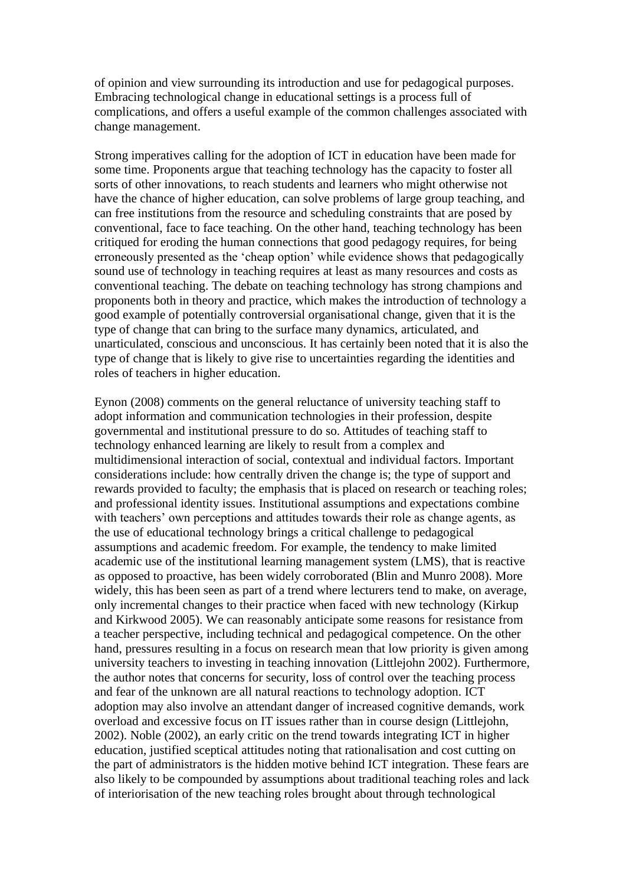of opinion and view surrounding its introduction and use for pedagogical purposes. Embracing technological change in educational settings is a process full of complications, and offers a useful example of the common challenges associated with change management.

Strong imperatives calling for the adoption of ICT in education have been made for some time. Proponents argue that teaching technology has the capacity to foster all sorts of other innovations, to reach students and learners who might otherwise not have the chance of higher education, can solve problems of large group teaching, and can free institutions from the resource and scheduling constraints that are posed by conventional, face to face teaching. On the other hand, teaching technology has been critiqued for eroding the human connections that good pedagogy requires, for being erroneously presented as the 'cheap option' while evidence shows that pedagogically sound use of technology in teaching requires at least as many resources and costs as conventional teaching. The debate on teaching technology has strong champions and proponents both in theory and practice, which makes the introduction of technology a good example of potentially controversial organisational change, given that it is the type of change that can bring to the surface many dynamics, articulated, and unarticulated, conscious and unconscious. It has certainly been noted that it is also the type of change that is likely to give rise to uncertainties regarding the identities and roles of teachers in higher education.

Eynon (2008) comments on the general reluctance of university teaching staff to adopt information and communication technologies in their profession, despite governmental and institutional pressure to do so. Attitudes of teaching staff to technology enhanced learning are likely to result from a complex and multidimensional interaction of social, contextual and individual factors. Important considerations include: how centrally driven the change is; the type of support and rewards provided to faculty; the emphasis that is placed on research or teaching roles; and professional identity issues. Institutional assumptions and expectations combine with teachers' own perceptions and attitudes towards their role as change agents, as the use of educational technology brings a critical challenge to pedagogical assumptions and academic freedom. For example, the tendency to make limited academic use of the institutional learning management system (LMS), that is reactive as opposed to proactive, has been widely corroborated (Blin and Munro 2008). More widely, this has been seen as part of a trend where lecturers tend to make, on average, only incremental changes to their practice when faced with new technology (Kirkup and Kirkwood 2005). We can reasonably anticipate some reasons for resistance from a teacher perspective, including technical and pedagogical competence. On the other hand, pressures resulting in a focus on research mean that low priority is given among university teachers to investing in teaching innovation (Littlejohn 2002). Furthermore, the author notes that concerns for security, loss of control over the teaching process and fear of the unknown are all natural reactions to technology adoption. ICT adoption may also involve an attendant danger of increased cognitive demands, work overload and excessive focus on IT issues rather than in course design (Littlejohn, 2002). Noble (2002), an early critic on the trend towards integrating ICT in higher education, justified sceptical attitudes noting that rationalisation and cost cutting on the part of administrators is the hidden motive behind ICT integration. These fears are also likely to be compounded by assumptions about traditional teaching roles and lack of interiorisation of the new teaching roles brought about through technological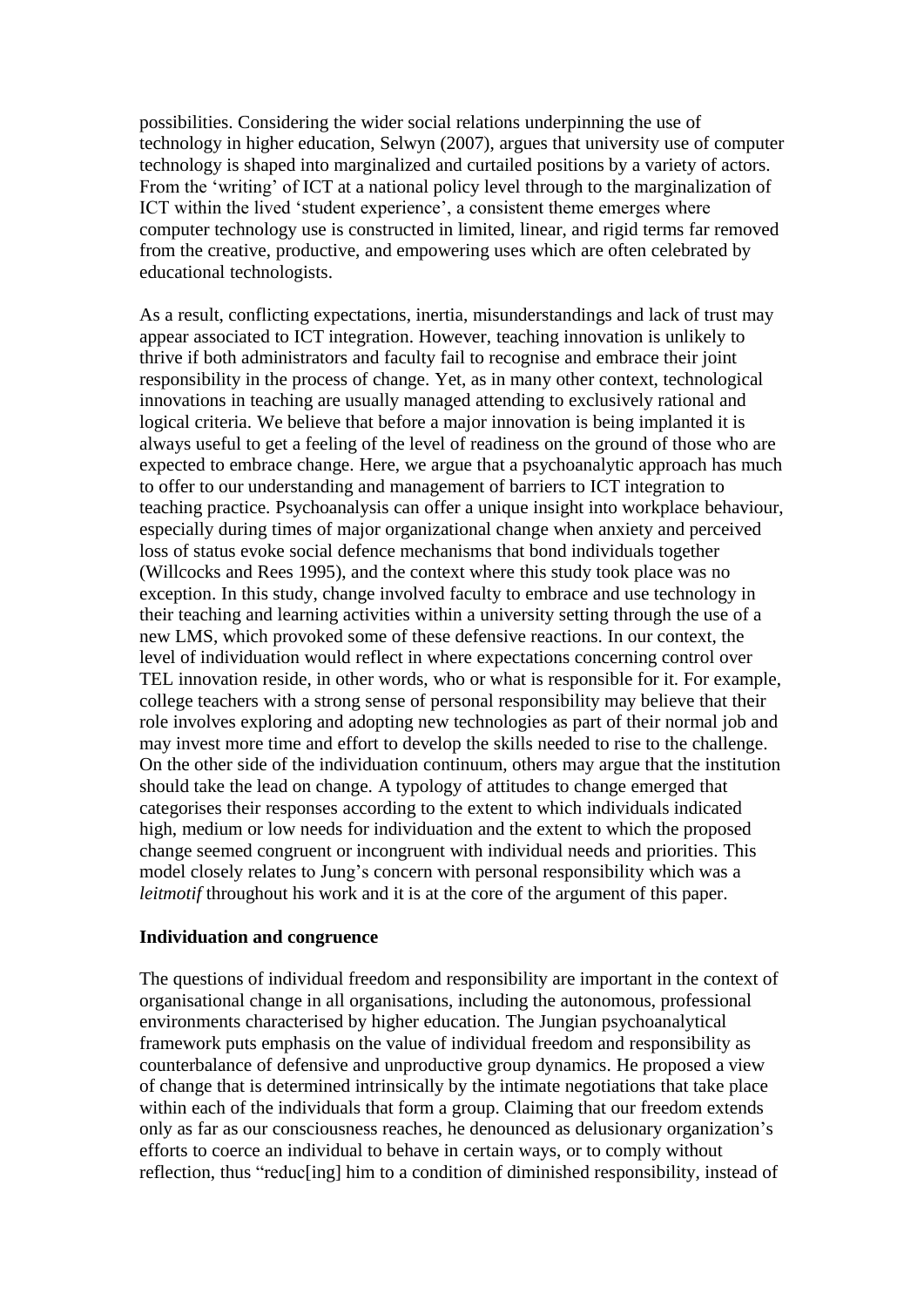possibilities. Considering the wider social relations underpinning the use of technology in higher education, Selwyn (2007), argues that university use of computer technology is shaped into marginalized and curtailed positions by a variety of actors. From the 'writing' of ICT at a national policy level through to the marginalization of ICT within the lived 'student experience', a consistent theme emerges where computer technology use is constructed in limited, linear, and rigid terms far removed from the creative, productive, and empowering uses which are often celebrated by educational technologists.

As a result, conflicting expectations, inertia, misunderstandings and lack of trust may appear associated to ICT integration. However, teaching innovation is unlikely to thrive if both administrators and faculty fail to recognise and embrace their joint responsibility in the process of change. Yet, as in many other context, technological innovations in teaching are usually managed attending to exclusively rational and logical criteria. We believe that before a major innovation is being implanted it is always useful to get a feeling of the level of readiness on the ground of those who are expected to embrace change. Here, we argue that a psychoanalytic approach has much to offer to our understanding and management of barriers to ICT integration to teaching practice. Psychoanalysis can offer a unique insight into workplace behaviour, especially during times of major organizational change when anxiety and perceived loss of status evoke social defence mechanisms that bond individuals together (Willcocks and Rees 1995), and the context where this study took place was no exception. In this study, change involved faculty to embrace and use technology in their teaching and learning activities within a university setting through the use of a new LMS, which provoked some of these defensive reactions. In our context, the level of individuation would reflect in where expectations concerning control over TEL innovation reside, in other words, who or what is responsible for it. For example, college teachers with a strong sense of personal responsibility may believe that their role involves exploring and adopting new technologies as part of their normal job and may invest more time and effort to develop the skills needed to rise to the challenge. On the other side of the individuation continuum, others may argue that the institution should take the lead on change. A typology of attitudes to change emerged that categorises their responses according to the extent to which individuals indicated high, medium or low needs for individuation and the extent to which the proposed change seemed congruent or incongruent with individual needs and priorities. This model closely relates to Jung's concern with personal responsibility which was a *leitmotif* throughout his work and it is at the core of the argument of this paper.

## Individuation and congruence

The questions of individual freedom and responsibility are important in the context of organisational change in all organisations, including the autonomous, professional environments characterised by higher education. The Jungian psychoanalytical framework puts emphasis on the value of individual freedom and responsibility as counterbalance of defensive and unproductive group dynamics. He proposed a view of change that is determined intrinsically by the intimate negotiations that take place within each of the individuals that form a group. Claiming that our freedom extends only as far as our consciousness reaches, he denounced as delusionary organization's efforts to coerce an individual to behave in certain ways, or to comply without reflection, thus "reduc[ing] him to a condition of diminished responsibility, instead of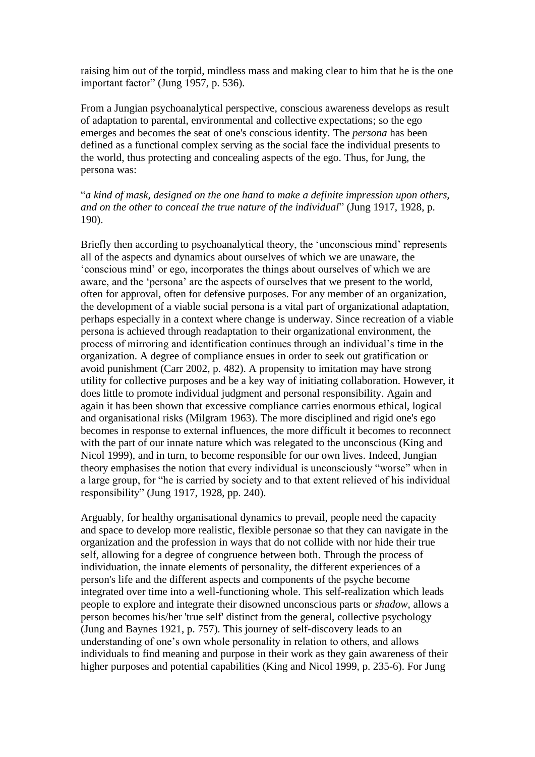raising him out of the torpid, mindless mass and making clear to him that he is the one important factor" (Jung 1957, p. 536).

From a Jungian psychoanalytical perspective, conscious awareness develops as result of adaptation to parental, environmental and collective expectations; so the ego emerges and becomes the seat of one's conscious identity. The *persona* has been defined as a functional complex serving as the social face the individual presents to the world, thus protecting and concealing aspects of the ego. Thus, for Jung, the persona was:

"*a kind of mask, designed on the one hand to make a definite impression upon others, and on the other to conceal the true nature of the individual*" (Jung 1917, 1928, p. 190).

Briefly then according to psychoanalytical theory, the 'unconscious mind' represents all of the aspects and dynamics about ourselves of which we are unaware, the 'conscious mind' or ego, incorporates the things about ourselves of which we are aware, and the 'persona' are the aspects of ourselves that we present to the world, often for approval, often for defensive purposes. For any member of an organization, the development of a viable social persona is a vital part of organizational adaptation, perhaps especially in a context where change is underway. Since recreation of a viable persona is achieved through readaptation to their organizational environment, the process of mirroring and identification continues through an individual's time in the organization. A degree of compliance ensues in order to seek out gratification or avoid punishment (Carr 2002, p. 482). A propensity to imitation may have strong utility for collective purposes and be a key way of initiating collaboration. However, it does little to promote individual judgment and personal responsibility. Again and again it has been shown that excessive compliance carries enormous ethical, logical and organisational risks (Milgram 1963). The more disciplined and rigid one's ego becomes in response to external influences, the more difficult it becomes to reconnect with the part of our innate nature which was relegated to the unconscious (King and Nicol 1999), and in turn, to become responsible for our own lives. Indeed, Jungian theory emphasises the notion that every individual is unconsciously "worse" when in a large group, for "he is carried by society and to that extent relieved of his individual responsibility" (Jung 1917, 1928, pp. 240).

Arguably, for healthy organisational dynamics to prevail, people need the capacity and space to develop more realistic, flexible personae so that they can navigate in the organization and the profession in ways that do not collide with nor hide their true self, allowing for a degree of congruence between both. Through the process of individuation, the innate elements of personality, the different experiences of a person's life and the different aspects and components of the psyche become integrated over time into a well-functioning whole. This self-realization which leads people to explore and integrate their disowned unconscious parts or *shadow*, allows a person becomes his/her 'true self' distinct from the general, collective psychology (Jung and Baynes 1921, p. 757). This journey of self-discovery leads to an understanding of one's own whole personality in relation to others, and allows individuals to find meaning and purpose in their work as they gain awareness of their higher purposes and potential capabilities (King and Nicol 1999, p. 235-6). For Jung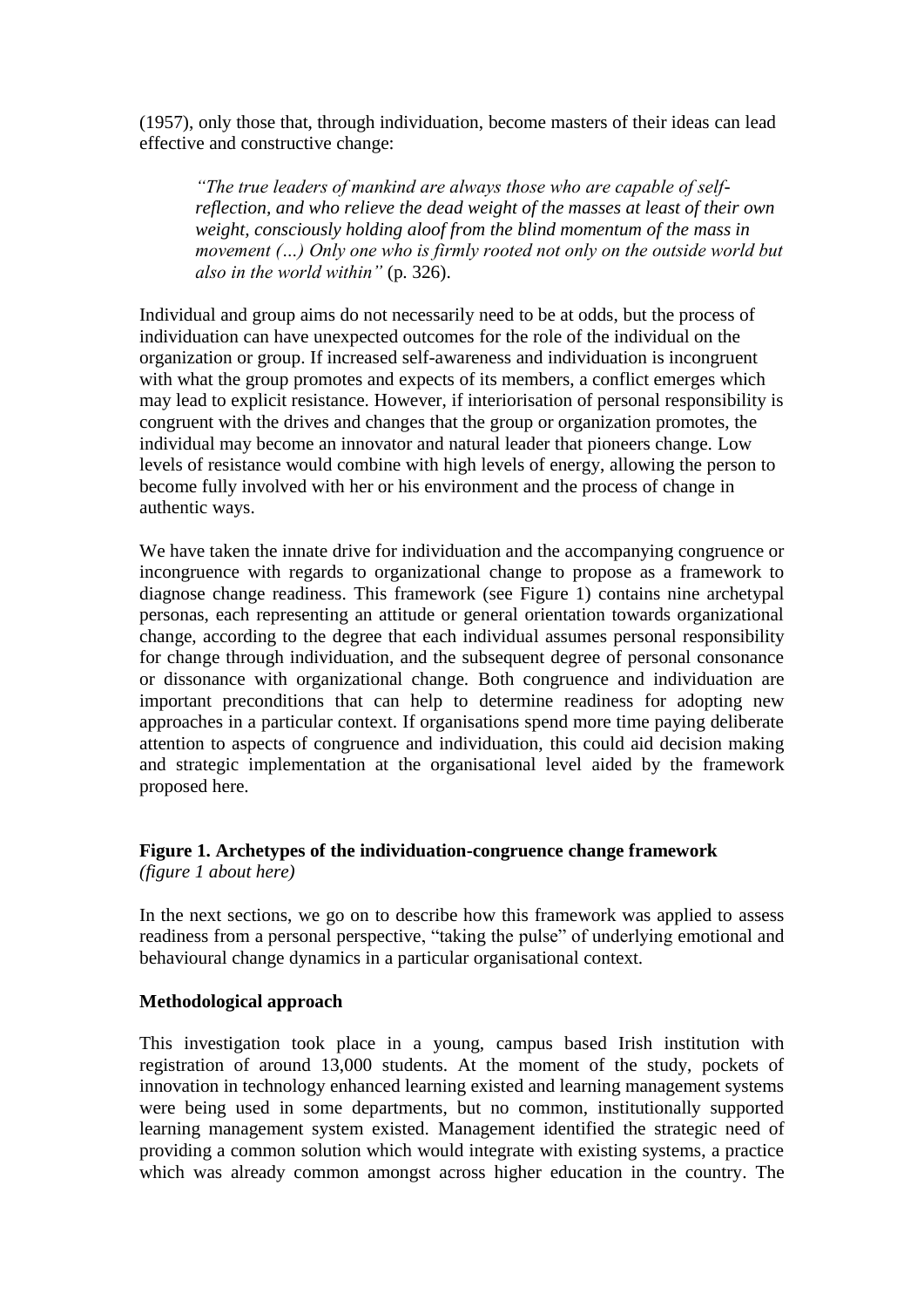(1957), only those that, through individuation, become masters of their ideas can lead effective and constructive change:

> *"The true leaders of mankind are always those who are capable of self-reflection, and who relieve the dead weight of the masses at least of their own weight, consciously holding aloof from the blind momentum of the mass in movement (…) Only one who is firmly rooted not only on the outside world but also in the world within"* (p. 326).

Individual and group aims do not necessarily need to be at odds, but the process of individuation can have unexpected outcomes for the role of the individual on the organization or group. If increased self-awareness and individuation is incongruent with what the group promotes and expects of its members, a conflict emerges which may lead to explicit resistance. However, if interiorisation of personal responsibility is congruent with the drives and changes that the group or organization promotes, the individual may become an innovator and natural leader that pioneers change. Low levels of resistance would combine with high levels of energy, allowing the person to become fully involved with her or his environment and the process of change in authentic ways.

We have taken the innate drive for individuation and the accompanying congruence or incongruence with regards to organizational change to propose as a framework to diagnose change readiness. This framework (see Figure 1) contains nine archetypal personas, each representing an attitude or general orientation towards organizational change, according to the degree that each individual assumes personal responsibility for change through individuation, and the subsequent degree of personal consonance or dissonance with organizational change. Both congruence and individuation are important preconditions that can help to determine readiness for adopting new approaches in a particular context. If organisations spend more time paying deliberate attention to aspects of congruence and individuation, this could aid decision making and strategic implementation at the organisational level aided by the framework proposed here.

**Figure 1. Archetypes of the individuation-congruence change framework**
*(figure 1 about here)*

In the next sections, we go on to describe how this framework was applied to assess readiness from a personal perspective, "taking the pulse" of underlying emotional and behavioural change dynamics in a particular organisational context.

## Methodological approach

This investigation took place in a young, campus based Irish institution with registration of around 13,000 students. At the moment of the study, pockets of innovation in technology enhanced learning existed and learning management systems were being used in some departments, but no common, institutionally supported learning management system existed. Management identified the strategic need of providing a common solution which would integrate with existing systems, a practice which was already common amongst across higher education in the country. The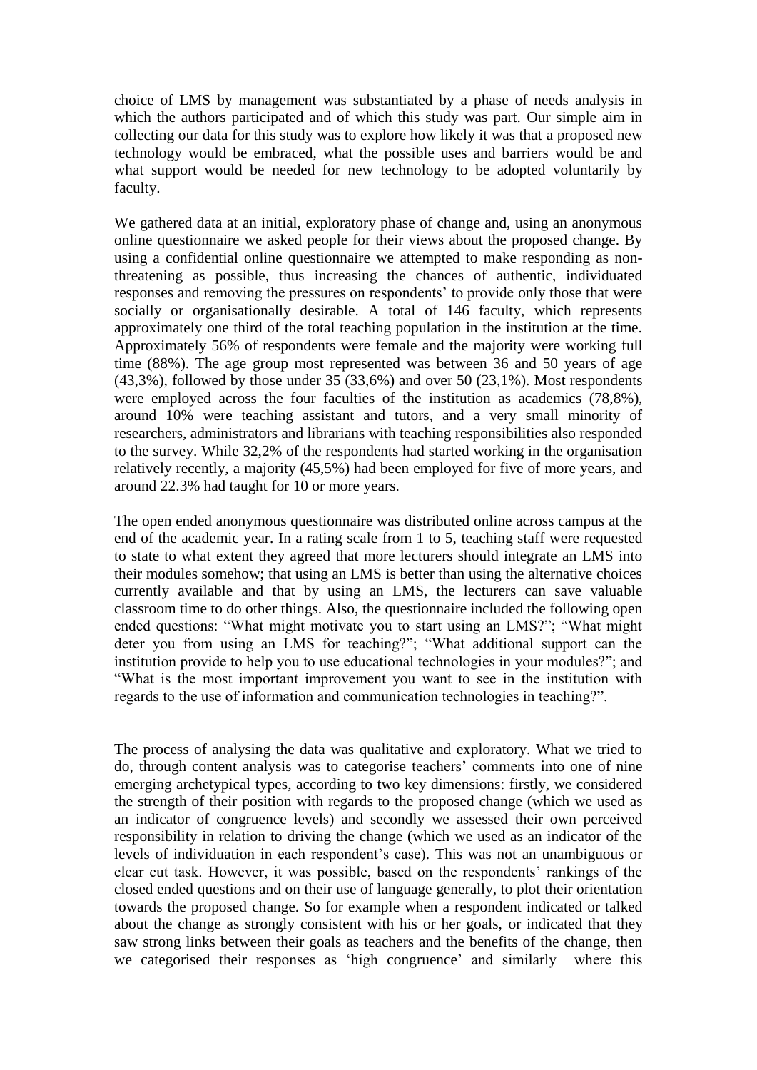choice of LMS by management was substantiated by a phase of needs analysis in which the authors participated and of which this study was part. Our simple aim in collecting our data for this study was to explore how likely it was that a proposed new technology would be embraced, what the possible uses and barriers would be and what support would be needed for new technology to be adopted voluntarily by faculty.

We gathered data at an initial, exploratory phase of change and, using an anonymous online questionnaire we asked people for their views about the proposed change. By using a confidential online questionnaire we attempted to make responding as non-threatening as possible, thus increasing the chances of authentic, individuated responses and removing the pressures on respondents' to provide only those that were socially or organisationally desirable. A total of 146 faculty, which represents approximately one third of the total teaching population in the institution at the time. Approximately 56% of respondents were female and the majority were working full time (88%). The age group most represented was between 36 and 50 years of age (43,3%), followed by those under 35 (33,6%) and over 50 (23,1%). Most respondents were employed across the four faculties of the institution as academics (78,8%), around 10% were teaching assistant and tutors, and a very small minority of researchers, administrators and librarians with teaching responsibilities also responded to the survey. While 32,2% of the respondents had started working in the organisation relatively recently, a majority (45,5%) had been employed for five of more years, and around 22.3% had taught for 10 or more years.

The open ended anonymous questionnaire was distributed online across campus at the end of the academic year. In a rating scale from 1 to 5, teaching staff were requested to state to what extent they agreed that more lecturers should integrate an LMS into their modules somehow; that using an LMS is better than using the alternative choices currently available and that by using an LMS, the lecturers can save valuable classroom time to do other things. Also, the questionnaire included the following open ended questions: "What might motivate you to start using an LMS?"; "What might deter you from using an LMS for teaching?"; "What additional support can the institution provide to help you to use educational technologies in your modules?"; and "What is the most important improvement you want to see in the institution with regards to the use of information and communication technologies in teaching?".

The process of analysing the data was qualitative and exploratory. What we tried to do, through content analysis was to categorise teachers' comments into one of nine emerging archetypical types, according to two key dimensions: firstly, we considered the strength of their position with regards to the proposed change (which we used as an indicator of congruence levels) and secondly we assessed their own perceived responsibility in relation to driving the change (which we used as an indicator of the levels of individuation in each respondent's case). This was not an unambiguous or clear cut task. However, it was possible, based on the respondents' rankings of the closed ended questions and on their use of language generally, to plot their orientation towards the proposed change. So for example when a respondent indicated or talked about the change as strongly consistent with his or her goals, or indicated that they saw strong links between their goals as teachers and the benefits of the change, then we categorised their responses as 'high congruence' and similarly where this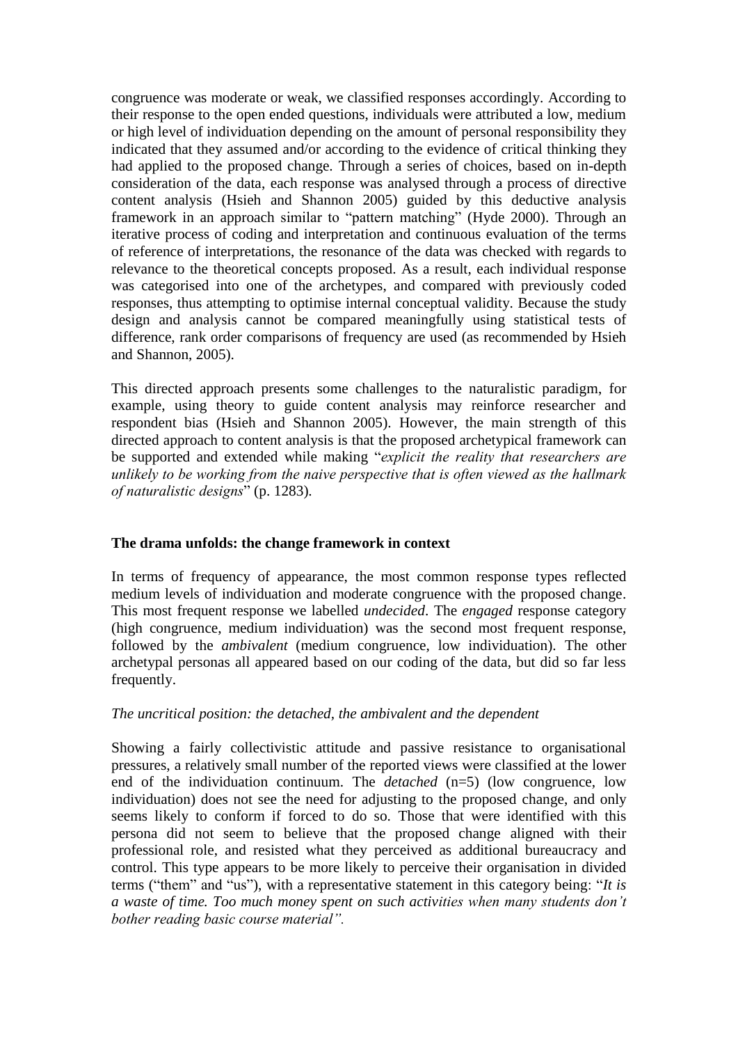congruence was moderate or weak, we classified responses accordingly. According to their response to the open ended questions, individuals were attributed a low, medium or high level of individuation depending on the amount of personal responsibility they indicated that they assumed and/or according to the evidence of critical thinking they had applied to the proposed change. Through a series of choices, based on in-depth consideration of the data, each response was analysed through a process of directive content analysis (Hsieh and Shannon 2005) guided by this deductive analysis framework in an approach similar to "pattern matching" (Hyde 2000). Through an iterative process of coding and interpretation and continuous evaluation of the terms of reference of interpretations, the resonance of the data was checked with regards to relevance to the theoretical concepts proposed. As a result, each individual response was categorised into one of the archetypes, and compared with previously coded responses, thus attempting to optimise internal conceptual validity. Because the study design and analysis cannot be compared meaningfully using statistical tests of difference, rank order comparisons of frequency are used (as recommended by Hsieh and Shannon, 2005).

This directed approach presents some challenges to the naturalistic paradigm, for example, using theory to guide content analysis may reinforce researcher and respondent bias (Hsieh and Shannon 2005). However, the main strength of this directed approach to content analysis is that the proposed archetypical framework can be supported and extended while making "*explicit the reality that researchers are unlikely to be working from the naive perspective that is often viewed as the hallmark of naturalistic designs*" (p. 1283).

## The drama unfolds: the change framework in context

In terms of frequency of appearance, the most common response types reflected medium levels of individuation and moderate congruence with the proposed change. This most frequent response we labelled *undecided*. The *engaged* response category (high congruence, medium individuation) was the second most frequent response, followed by the *ambivalent* (medium congruence, low individuation). The other archetypal personas all appeared based on our coding of the data, but did so far less frequently.

### *The uncritical position: the detached, the ambivalent and the dependent*

Showing a fairly collectivistic attitude and passive resistance to organisational pressures, a relatively small number of the reported views were classified at the lower end of the individuation continuum. The *detached* (n=5) (low congruence, low individuation) does not see the need for adjusting to the proposed change, and only seems likely to conform if forced to do so. Those that were identified with this persona did not seem to believe that the proposed change aligned with their professional role, and resisted what they perceived as additional bureaucracy and control. This type appears to be more likely to perceive their organisation in divided terms ("them" and "us"), with a representative statement in this category being: "*It is a waste of time. Too much money spent on such activities when many students don't bother reading basic course material".*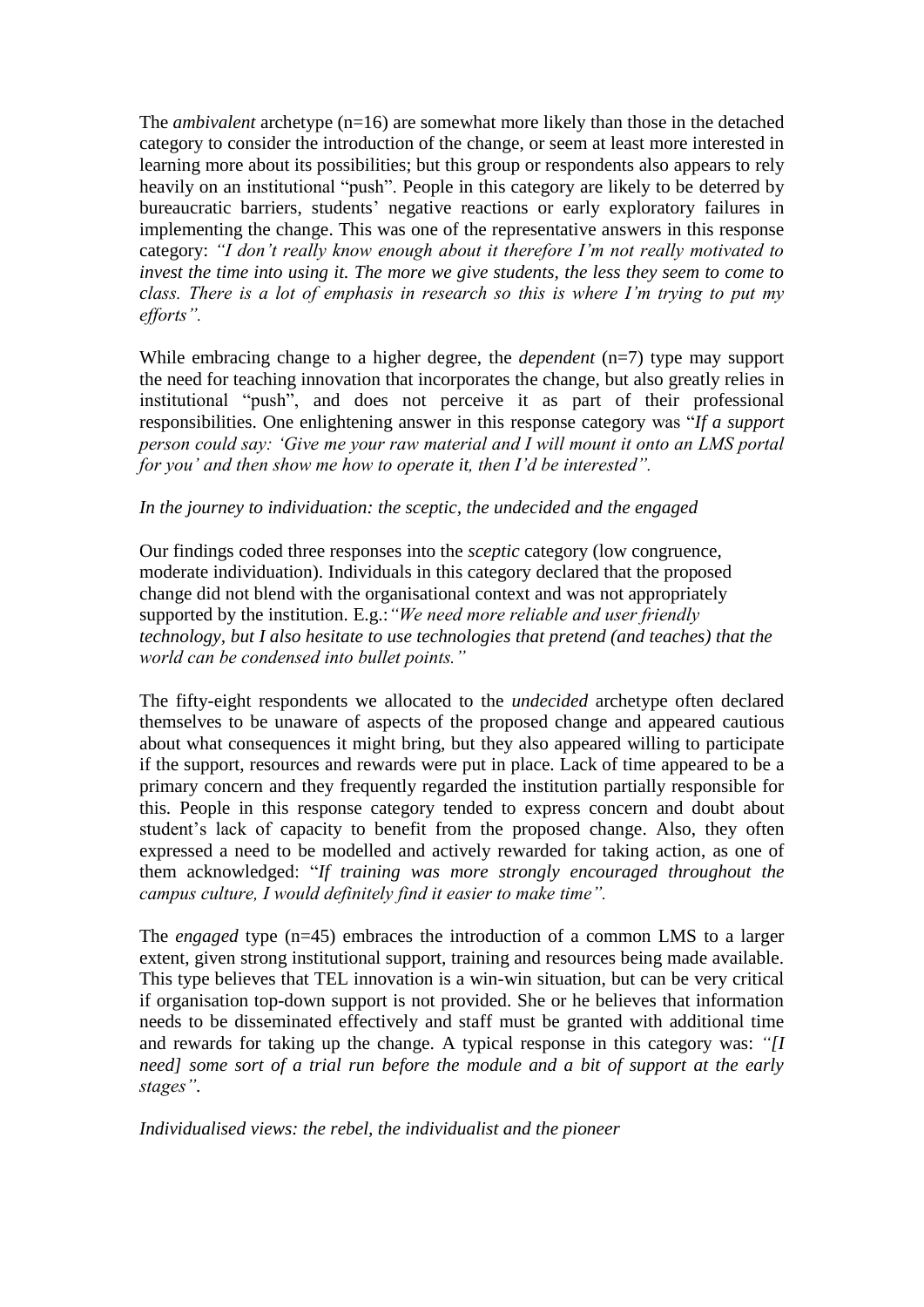The *ambivalent* archetype (n=16) are somewhat more likely than those in the detached category to consider the introduction of the change, or seem at least more interested in learning more about its possibilities; but this group or respondents also appears to rely heavily on an institutional "push". People in this category are likely to be deterred by bureaucratic barriers, students' negative reactions or early exploratory failures in implementing the change. This was one of the representative answers in this response category: *"I don't really know enough about it therefore I'm not really motivated to invest the time into using it. The more we give students, the less they seem to come to class. There is a lot of emphasis in research so this is where I'm trying to put my efforts".*

While embracing change to a higher degree, the *dependent* (n=7) type may support the need for teaching innovation that incorporates the change, but also greatly relies in institutional "push", and does not perceive it as part of their professional responsibilities. One enlightening answer in this response category was "*If a support person could say: 'Give me your raw material and I will mount it onto an LMS portal for you' and then show me how to operate it, then I'd be interested".*

*In the journey to individuation: the sceptic, the undecided and the engaged*

Our findings coded three responses into the *sceptic* category (low congruence, moderate individuation). Individuals in this category declared that the proposed change did not blend with the organisational context and was not appropriately supported by the institution. E.g.:*"We need more reliable and user friendly technology, but I also hesitate to use technologies that pretend (and teaches) that the world can be condensed into bullet points."*

The fifty-eight respondents we allocated to the *undecided* archetype often declared themselves to be unaware of aspects of the proposed change and appeared cautious about what consequences it might bring, but they also appeared willing to participate if the support, resources and rewards were put in place. Lack of time appeared to be a primary concern and they frequently regarded the institution partially responsible for this. People in this response category tended to express concern and doubt about student's lack of capacity to benefit from the proposed change. Also, they often expressed a need to be modelled and actively rewarded for taking action, as one of them acknowledged: "*If training was more strongly encouraged throughout the campus culture, I would definitely find it easier to make time".*

The *engaged* type (n=45) embraces the introduction of a common LMS to a larger extent, given strong institutional support, training and resources being made available. This type believes that TEL innovation is a win-win situation, but can be very critical if organisation top-down support is not provided. She or he believes that information needs to be disseminated effectively and staff must be granted with additional time and rewards for taking up the change. A typical response in this category was: *"[I need] some sort of a trial run before the module and a bit of support at the early stages".*

*Individualised views: the rebel, the individualist and the pioneer*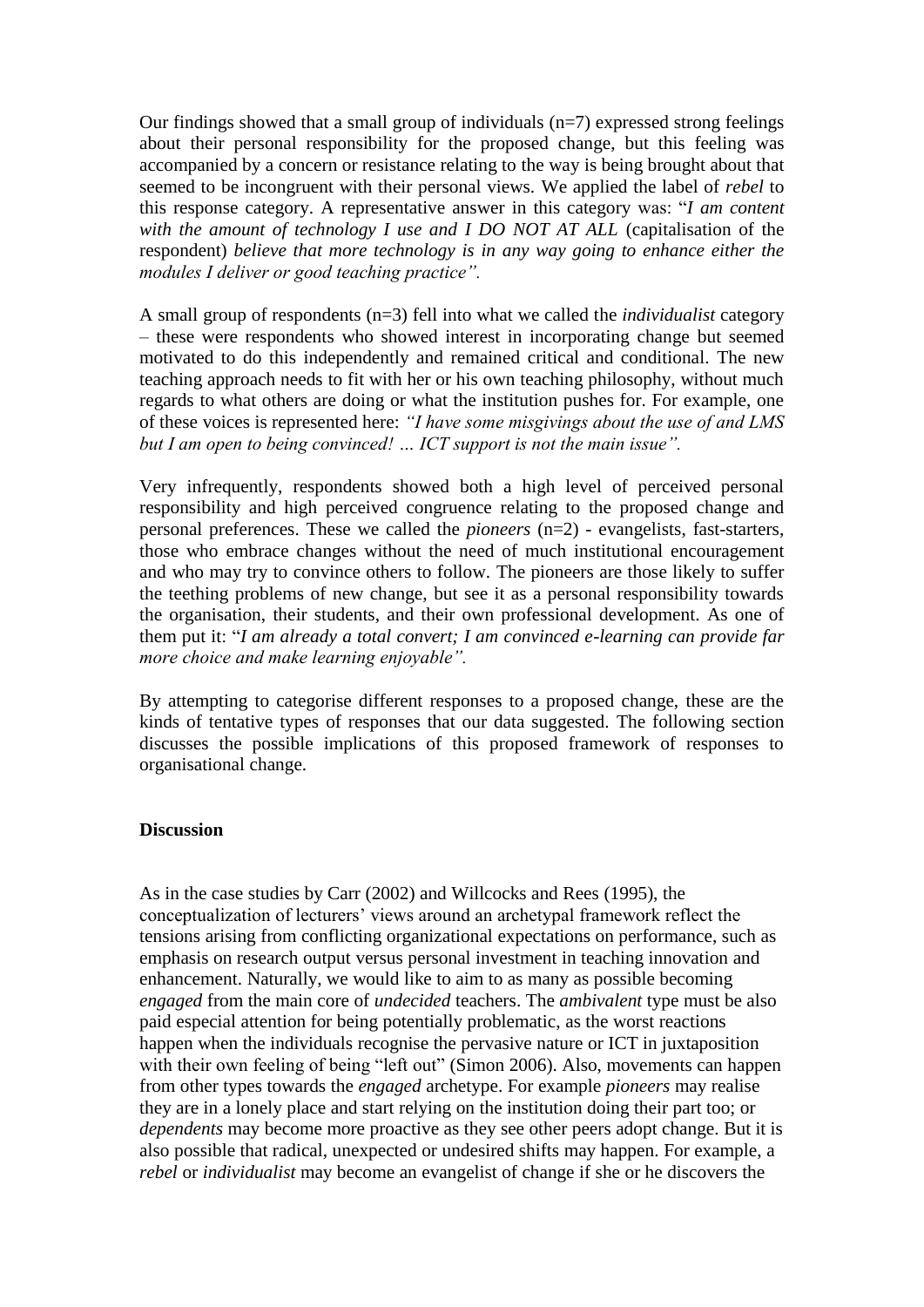Our findings showed that a small group of individuals (n=7) expressed strong feelings about their personal responsibility for the proposed change, but this feeling was accompanied by a concern or resistance relating to the way is being brought about that seemed to be incongruent with their personal views. We applied the label of *rebel* to this response category. A representative answer in this category was: "*I am content with the amount of technology I use and I DO NOT AT ALL* (capitalisation of the respondent) *believe that more technology is in any way going to enhance either the modules I deliver or good teaching practice".*

A small group of respondents (n=3) fell into what we called the *individualist* category – these were respondents who showed interest in incorporating change but seemed motivated to do this independently and remained critical and conditional. The new teaching approach needs to fit with her or his own teaching philosophy, without much regards to what others are doing or what the institution pushes for. For example, one of these voices is represented here: *"I have some misgivings about the use of and LMS but I am open to being convinced! … ICT support is not the main issue".*

Very infrequently, respondents showed both a high level of perceived personal responsibility and high perceived congruence relating to the proposed change and personal preferences. These we called the *pioneers* (n=2) - evangelists, fast-starters, those who embrace changes without the need of much institutional encouragement and who may try to convince others to follow. The pioneers are those likely to suffer the teething problems of new change, but see it as a personal responsibility towards the organisation, their students, and their own professional development. As one of them put it: "*I am already a total convert; I am convinced e-learning can provide far more choice and make learning enjoyable".*

By attempting to categorise different responses to a proposed change, these are the kinds of tentative types of responses that our data suggested. The following section discusses the possible implications of this proposed framework of responses to organisational change.

**Discussion**

As in the case studies by Carr (2002) and Willcocks and Rees (1995), the conceptualization of lecturers' views around an archetypal framework reflect the tensions arising from conflicting organizational expectations on performance, such as emphasis on research output versus personal investment in teaching innovation and enhancement. Naturally, we would like to aim to as many as possible becoming *engaged* from the main core of *undecided* teachers. The *ambivalent* type must be also paid especial attention for being potentially problematic, as the worst reactions happen when the individuals recognise the pervasive nature or ICT in juxtaposition with their own feeling of being "left out" (Simon 2006). Also, movements can happen from other types towards the *engaged* archetype. For example *pioneers* may realise they are in a lonely place and start relying on the institution doing their part too; or *dependents* may become more proactive as they see other peers adopt change. But it is also possible that radical, unexpected or undesired shifts may happen. For example, a *rebel* or *individualist* may become an evangelist of change if she or he discovers the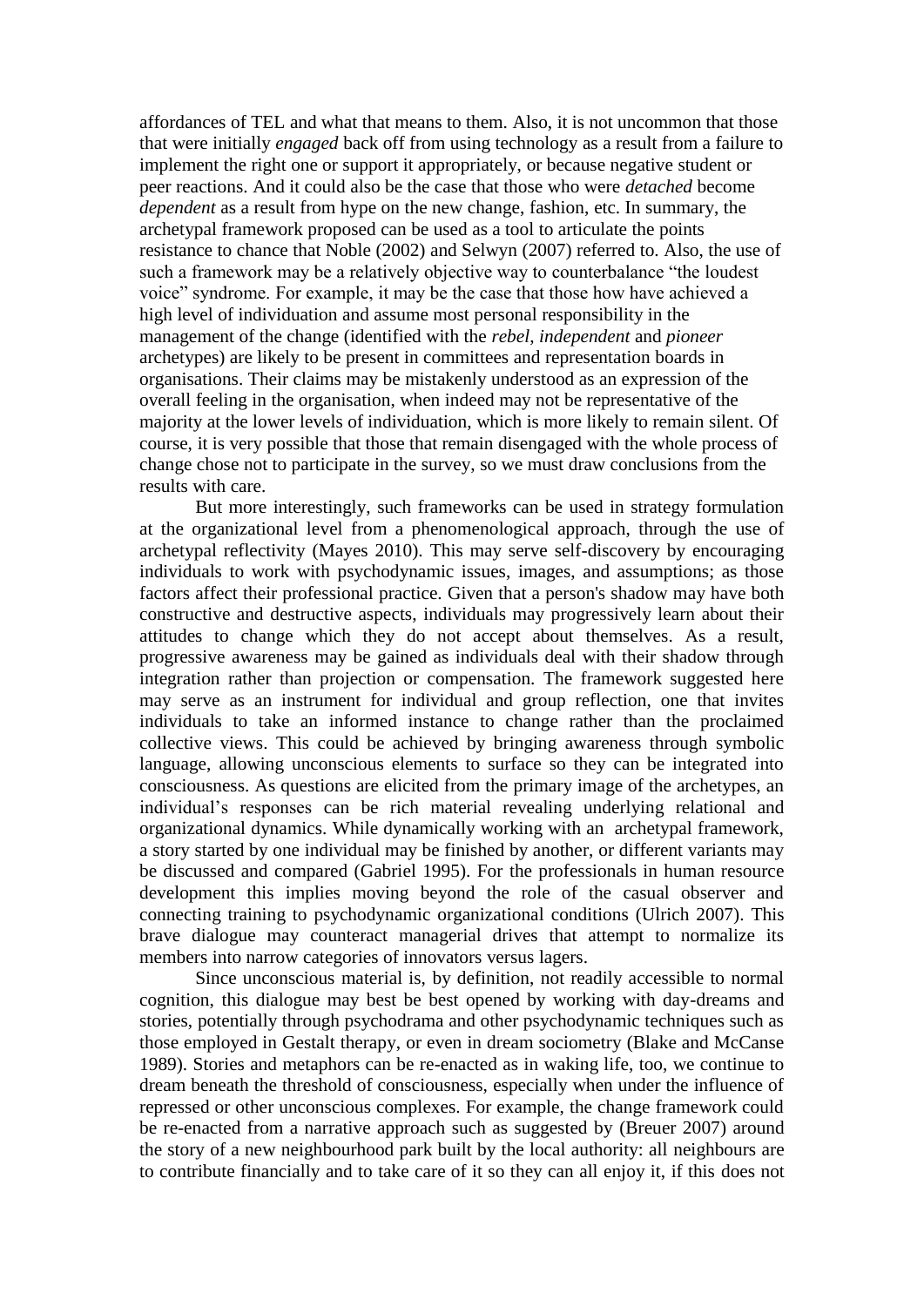affordances of TEL and what that means to them. Also, it is not uncommon that those that were initially *engaged* back off from using technology as a result from a failure to implement the right one or support it appropriately, or because negative student or peer reactions. And it could also be the case that those who were *detached* become *dependent* as a result from hype on the new change, fashion, etc. In summary, the archetypal framework proposed can be used as a tool to articulate the points resistance to chance that Noble (2002) and Selwyn (2007) referred to. Also, the use of such a framework may be a relatively objective way to counterbalance "the loudest voice" syndrome. For example, it may be the case that those how have achieved a high level of individuation and assume most personal responsibility in the management of the change (identified with the *rebel*, *independent* and *pioneer* archetypes) are likely to be present in committees and representation boards in organisations. Their claims may be mistakenly understood as an expression of the overall feeling in the organisation, when indeed may not be representative of the majority at the lower levels of individuation, which is more likely to remain silent. Of course, it is very possible that those that remain disengaged with the whole process of change chose not to participate in the survey, so we must draw conclusions from the results with care.

But more interestingly, such frameworks can be used in strategy formulation at the organizational level from a phenomenological approach, through the use of archetypal reflectivity (Mayes 2010). This may serve self-discovery by encouraging individuals to work with psychodynamic issues, images, and assumptions; as those factors affect their professional practice. Given that a person's shadow may have both constructive and destructive aspects, individuals may progressively learn about their attitudes to change which they do not accept about themselves. As a result, progressive awareness may be gained as individuals deal with their shadow through integration rather than projection or compensation. The framework suggested here may serve as an instrument for individual and group reflection, one that invites individuals to take an informed instance to change rather than the proclaimed collective views. This could be achieved by bringing awareness through symbolic language, allowing unconscious elements to surface so they can be integrated into consciousness. As questions are elicited from the primary image of the archetypes, an individual's responses can be rich material revealing underlying relational and organizational dynamics. While dynamically working with an archetypal framework, a story started by one individual may be finished by another, or different variants may be discussed and compared (Gabriel 1995). For the professionals in human resource development this implies moving beyond the role of the casual observer and connecting training to psychodynamic organizational conditions (Ulrich 2007). This brave dialogue may counteract managerial drives that attempt to normalize its members into narrow categories of innovators versus lagers.

Since unconscious material is, by definition, not readily accessible to normal cognition, this dialogue may best be best opened by working with day-dreams and stories, potentially through psychodrama and other psychodynamic techniques such as those employed in Gestalt therapy, or even in dream sociometry (Blake and McCanse 1989). Stories and metaphors can be re-enacted as in waking life, too, we continue to dream beneath the threshold of consciousness, especially when under the influence of repressed or other unconscious complexes. For example, the change framework could be re-enacted from a narrative approach such as suggested by (Breuer 2007) around the story of a new neighbourhood park built by the local authority: all neighbours are to contribute financially and to take care of it so they can all enjoy it, if this does not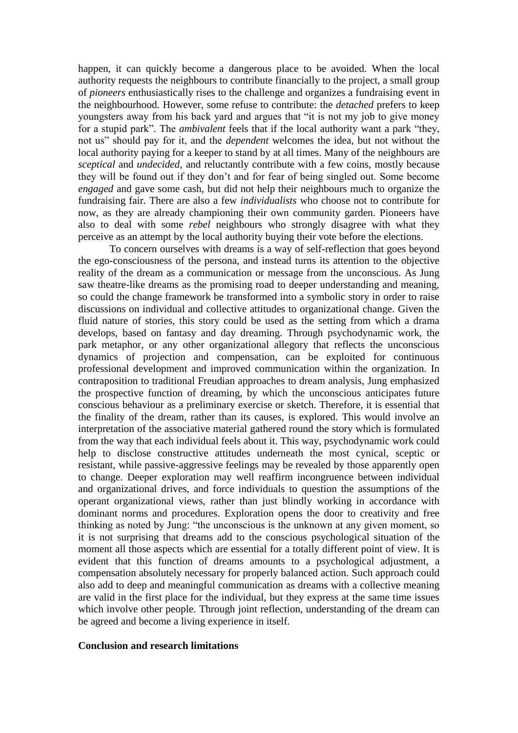happen, it can quickly become a dangerous place to be avoided. When the local authority requests the neighbours to contribute financially to the project, a small group of *pioneers* enthusiastically rises to the challenge and organizes a fundraising event in the neighbourhood. However, some refuse to contribute: the *detached* prefers to keep youngsters away from his back yard and argues that "it is not my job to give money for a stupid park". The *ambivalent* feels that if the local authority want a park "they, not us" should pay for it, and the *dependent* welcomes the idea, but not without the local authority paying for a keeper to stand by at all times. Many of the neighbours are *sceptical* and *undecided*, and reluctantly contribute with a few coins, mostly because they will be found out if they don't and for fear of being singled out. Some become *engaged* and gave some cash, but did not help their neighbours much to organize the fundraising fair. There are also a few *individualists* who choose not to contribute for now, as they are already championing their own community garden. Pioneers have also to deal with some *rebel* neighbours who strongly disagree with what they perceive as an attempt by the local authority buying their vote before the elections.

To concern ourselves with dreams is a way of self-reflection that goes beyond the ego-consciousness of the persona, and instead turns its attention to the objective reality of the dream as a communication or message from the unconscious. As Jung saw theatre-like dreams as the promising road to deeper understanding and meaning, so could the change framework be transformed into a symbolic story in order to raise discussions on individual and collective attitudes to organizational change. Given the fluid nature of stories, this story could be used as the setting from which a drama develops, based on fantasy and day dreaming. Through psychodynamic work, the park metaphor, or any other organizational allegory that reflects the unconscious dynamics of projection and compensation, can be exploited for continuous professional development and improved communication within the organization. In contraposition to traditional Freudian approaches to dream analysis, Jung emphasized the prospective function of dreaming, by which the unconscious anticipates future conscious behaviour as a preliminary exercise or sketch. Therefore, it is essential that the finality of the dream, rather than its causes, is explored. This would involve an interpretation of the associative material gathered round the story which is formulated from the way that each individual feels about it. This way, psychodynamic work could help to disclose constructive attitudes underneath the most cynical, sceptic or resistant, while passive-aggressive feelings may be revealed by those apparently open to change. Deeper exploration may well reaffirm incongruence between individual and organizational drives, and force individuals to question the assumptions of the operant organizational views, rather than just blindly working in accordance with dominant norms and procedures. Exploration opens the door to creativity and free thinking as noted by Jung: "the unconscious is the unknown at any given moment, so it is not surprising that dreams add to the conscious psychological situation of the moment all those aspects which are essential for a totally different point of view. It is evident that this function of dreams amounts to a psychological adjustment, a compensation absolutely necessary for properly balanced action. Such approach could also add to deep and meaningful communication as dreams with a collective meaning are valid in the first place for the individual, but they express at the same time issues which involve other people. Through joint reflection, understanding of the dream can be agreed and become a living experience in itself.

## Conclusion and research limitations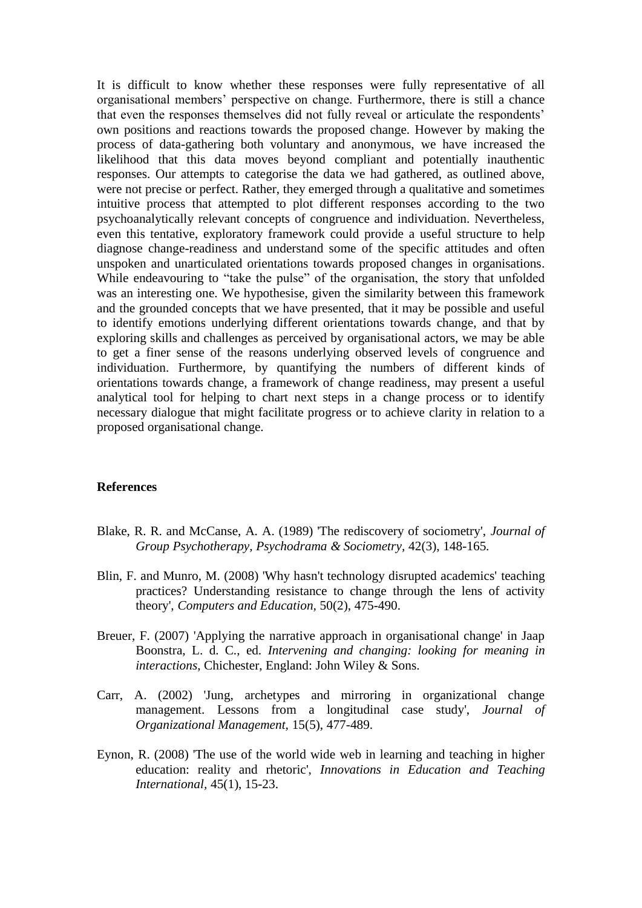It is difficult to know whether these responses were fully representative of all organisational members' perspective on change. Furthermore, there is still a chance that even the responses themselves did not fully reveal or articulate the respondents' own positions and reactions towards the proposed change. However by making the process of data-gathering both voluntary and anonymous, we have increased the likelihood that this data moves beyond compliant and potentially inauthentic responses. Our attempts to categorise the data we had gathered, as outlined above, were not precise or perfect. Rather, they emerged through a qualitative and sometimes intuitive process that attempted to plot different responses according to the two psychoanalytically relevant concepts of congruence and individuation. Nevertheless, even this tentative, exploratory framework could provide a useful structure to help diagnose change-readiness and understand some of the specific attitudes and often unspoken and unarticulated orientations towards proposed changes in organisations. While endeavouring to "take the pulse" of the organisation, the story that unfolded was an interesting one. We hypothesise, given the similarity between this framework and the grounded concepts that we have presented, that it may be possible and useful to identify emotions underlying different orientations towards change, and that by exploring skills and challenges as perceived by organisational actors, we may be able to get a finer sense of the reasons underlying observed levels of congruence and individuation. Furthermore, by quantifying the numbers of different kinds of orientations towards change, a framework of change readiness, may present a useful analytical tool for helping to chart next steps in a change process or to identify necessary dialogue that might facilitate progress or to achieve clarity in relation to a proposed organisational change.

**References**

Blake, R. R. and McCanse, A. A. (1989) 'The rediscovery of sociometry', *Journal of Group Psychotherapy, Psychodrama & Sociometry*, 42(3), 148-165.

Blin, F. and Munro, M. (2008) 'Why hasn't technology disrupted academics' teaching practices? Understanding resistance to change through the lens of activity theory', *Computers and Education*, 50(2), 475-490.

Breuer, F. (2007) 'Applying the narrative approach in organisational change' in Jaap Boonstra, L. d. C., ed. *Intervening and changing: looking for meaning in interactions*, Chichester, England: John Wiley & Sons.

Carr, A. (2002) 'Jung, archetypes and mirroring in organizational change management. Lessons from a longitudinal case study', *Journal of Organizational Management*, 15(5), 477-489.

Eynon, R. (2008) 'The use of the world wide web in learning and teaching in higher education: reality and rhetoric', *Innovations in Education and Teaching International*, 45(1), 15-23.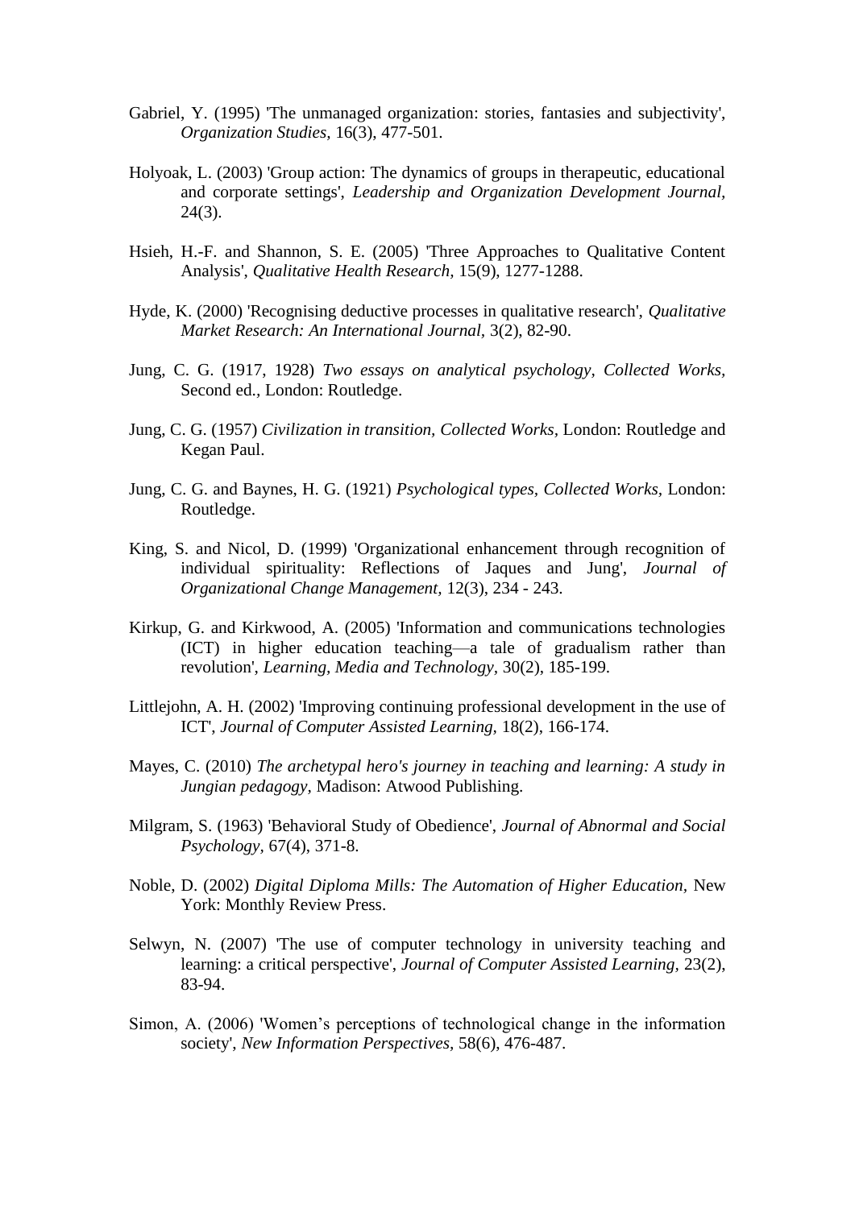Gabriel, Y. (1995) 'The unmanaged organization: stories, fantasies and subjectivity', *Organization Studies,* 16(3), 477-501.

Holyoak, L. (2003) 'Group action: The dynamics of groups in therapeutic, educational and corporate settings', *Leadership and Organization Development Journal,* 24(3).

Hsieh, H.-F. and Shannon, S. E. (2005) 'Three Approaches to Qualitative Content Analysis', *Qualitative Health Research,* 15(9), 1277-1288.

Hyde, K. (2000) 'Recognising deductive processes in qualitative research', *Qualitative Market Research: An International Journal,* 3(2), 82-90.

Jung, C. G. (1917, 1928) *Two essays on analytical psychology, Collected Works,* Second ed., London: Routledge.

Jung, C. G. (1957) *Civilization in transition, Collected Works,* London: Routledge and Kegan Paul.

Jung, C. G. and Baynes, H. G. (1921) *Psychological types, Collected Works,* London: Routledge.

King, S. and Nicol, D. (1999) 'Organizational enhancement through recognition of individual spirituality: Reflections of Jaques and Jung', *Journal of Organizational Change Management,* 12(3), 234 - 243.

Kirkup, G. and Kirkwood, A. (2005) 'Information and communications technologies (ICT) in higher education teaching—a tale of gradualism rather than revolution', *Learning, Media and Technology,* 30(2), 185-199.

Littlejohn, A. H. (2002) 'Improving continuing professional development in the use of ICT', *Journal of Computer Assisted Learning,* 18(2), 166-174.

Mayes, C. (2010) *The archetypal hero's journey in teaching and learning: A study in Jungian pedagogy,* Madison: Atwood Publishing.

Milgram, S. (1963) 'Behavioral Study of Obedience', *Journal of Abnormal and Social Psychology,* 67(4), 371-8.

Noble, D. (2002) *Digital Diploma Mills: The Automation of Higher Education,* New York: Monthly Review Press.

Selwyn, N. (2007) 'The use of computer technology in university teaching and learning: a critical perspective', *Journal of Computer Assisted Learning,* 23(2), 83-94.

Simon, A. (2006) 'Women's perceptions of technological change in the information society', *New Information Perspectives,* 58(6), 476-487.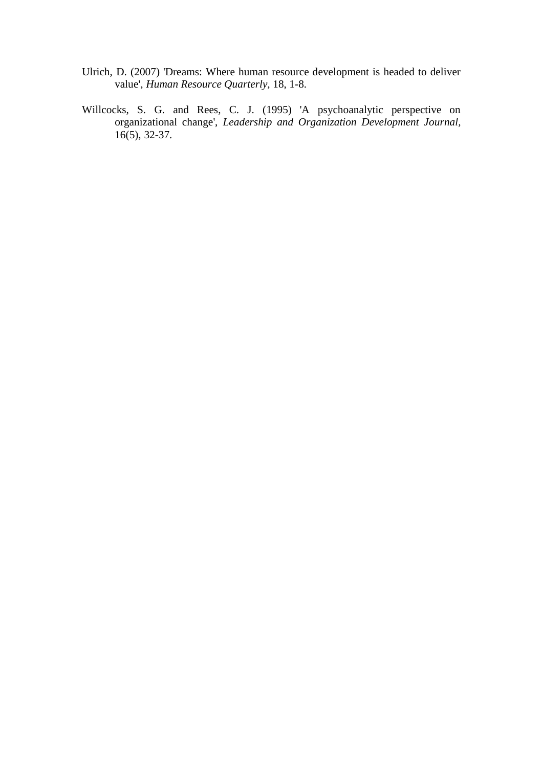Ulrich, D. (2007) 'Dreams: Where human resource development is headed to deliver value', *Human Resource Quarterly*, 18, 1-8.

Willcocks, S. G. and Rees, C. J. (1995) 'A psychoanalytic perspective on organizational change', *Leadership and Organization Development Journal*, 16(5), 32-37.